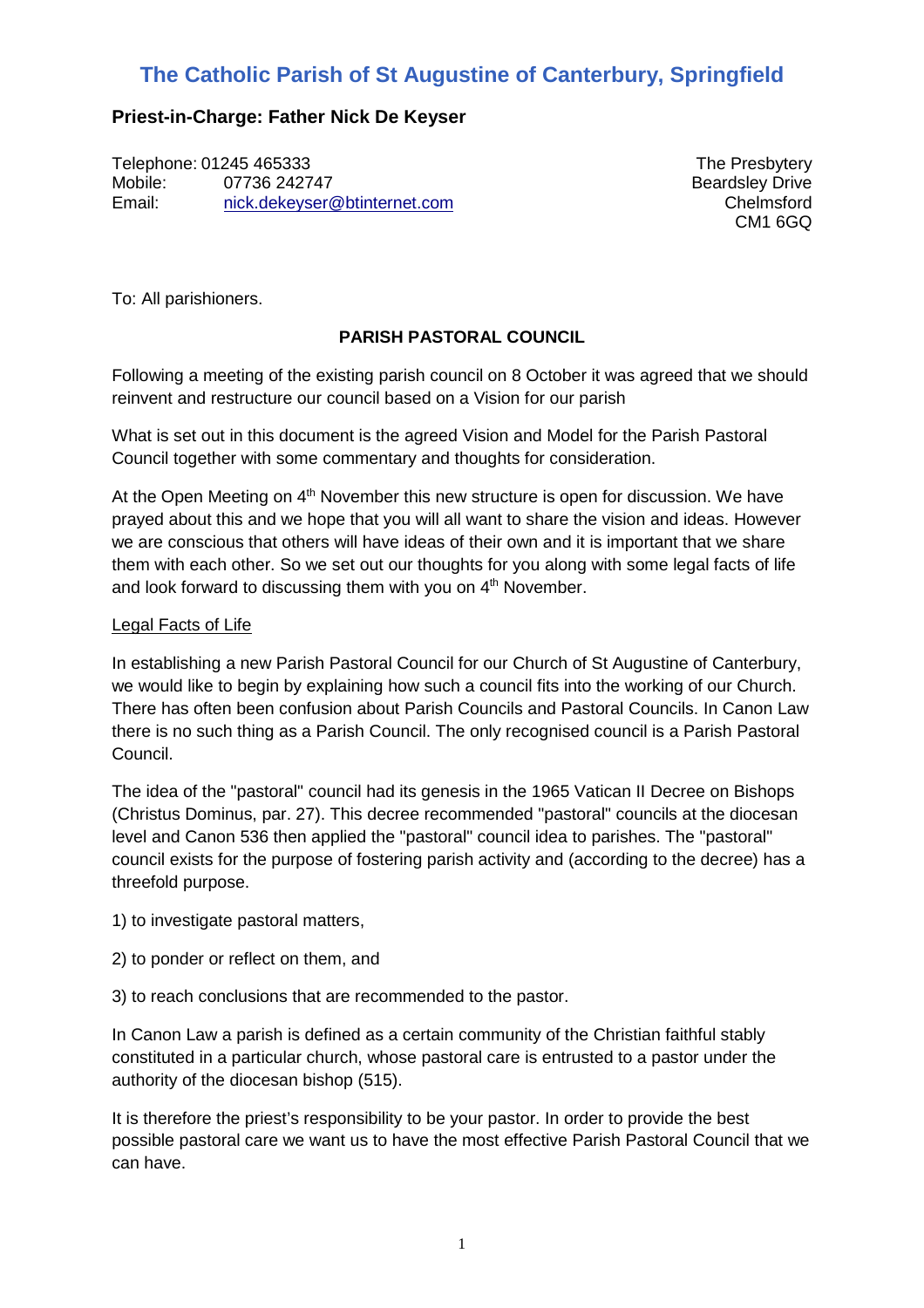# The Catholic Parish of St Augustine of Canterbury, Springfield

**Priest-in-Charge: Father Nick De Keyser**

Telephone: 01245 465333
Mobile: 07736 242747
Email: nick.dekeyser@btinternet.com

The Presbytery
Beardsley Drive
Chelmsford
CM1 6GQ

To: All parishioners.

**PARISH PASTORAL COUNCIL**

Following a meeting of the existing parish council on 8 October it was agreed that we should reinvent and restructure our council based on a Vision for our parish

What is set out in this document is the agreed Vision and Model for the Parish Pastoral Council together with some commentary and thoughts for consideration.

At the Open Meeting on 4th November this new structure is open for discussion. We have prayed about this and we hope that you will all want to share the vision and ideas. However we are conscious that others will have ideas of their own and it is important that we share them with each other. So we set out our thoughts for you along with some legal facts of life and look forward to discussing them with you on 4th November.

Legal Facts of Life

In establishing a new Parish Pastoral Council for our Church of St Augustine of Canterbury, we would like to begin by explaining how such a council fits into the working of our Church. There has often been confusion about Parish Councils and Pastoral Councils. In Canon Law there is no such thing as a Parish Council. The only recognised council is a Parish Pastoral Council.

The idea of the "pastoral" council had its genesis in the 1965 Vatican II Decree on Bishops (Christus Dominus, par. 27). This decree recommended "pastoral" councils at the diocesan level and Canon 536 then applied the "pastoral" council idea to parishes. The "pastoral" council exists for the purpose of fostering parish activity and (according to the decree) has a threefold purpose.

1) to investigate pastoral matters,

2) to ponder or reflect on them, and

3) to reach conclusions that are recommended to the pastor.

In Canon Law a parish is defined as a certain community of the Christian faithful stably constituted in a particular church, whose pastoral care is entrusted to a pastor under the authority of the diocesan bishop (515).

It is therefore the priest's responsibility to be your pastor. In order to provide the best possible pastoral care we want us to have the most effective Parish Pastoral Council that we can have.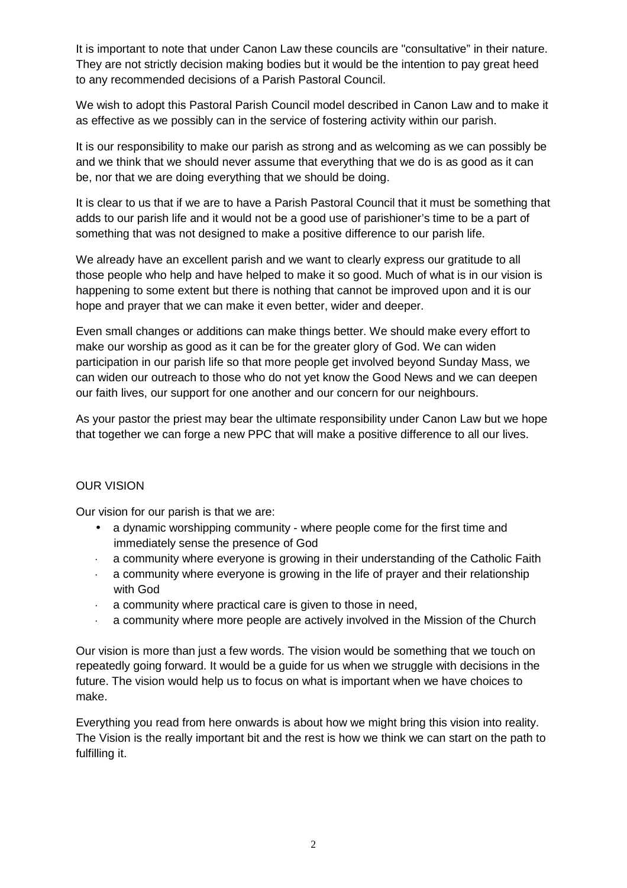It is important to note that under Canon Law these councils are "consultative" in their nature. They are not strictly decision making bodies but it would be the intention to pay great heed to any recommended decisions of a Parish Pastoral Council.

We wish to adopt this Pastoral Parish Council model described in Canon Law and to make it as effective as we possibly can in the service of fostering activity within our parish.

It is our responsibility to make our parish as strong and as welcoming as we can possibly be and we think that we should never assume that everything that we do is as good as it can be, nor that we are doing everything that we should be doing.

It is clear to us that if we are to have a Parish Pastoral Council that it must be something that adds to our parish life and it would not be a good use of parishioner's time to be a part of something that was not designed to make a positive difference to our parish life.

We already have an excellent parish and we want to clearly express our gratitude to all those people who help and have helped to make it so good. Much of what is in our vision is happening to some extent but there is nothing that cannot be improved upon and it is our hope and prayer that we can make it even better, wider and deeper.

Even small changes or additions can make things better. We should make every effort to make our worship as good as it can be for the greater glory of God. We can widen participation in our parish life so that more people get involved beyond Sunday Mass, we can widen our outreach to those who do not yet know the Good News and we can deepen our faith lives, our support for one another and our concern for our neighbours.

As your pastor the priest may bear the ultimate responsibility under Canon Law but we hope that together we can forge a new PPC that will make a positive difference to all our lives.

## OUR VISION

Our vision for our parish is that we are:

- a dynamic worshipping community - where people come for the first time and immediately sense the presence of God
- a community where everyone is growing in their understanding of the Catholic Faith
- a community where everyone is growing in the life of prayer and their relationship with God
- a community where practical care is given to those in need,
- a community where more people are actively involved in the Mission of the Church

Our vision is more than just a few words. The vision would be something that we touch on repeatedly going forward. It would be a guide for us when we struggle with decisions in the future. The vision would help us to focus on what is important when we have choices to make.

Everything you read from here onwards is about how we might bring this vision into reality. The Vision is the really important bit and the rest is how we think we can start on the path to fulfilling it.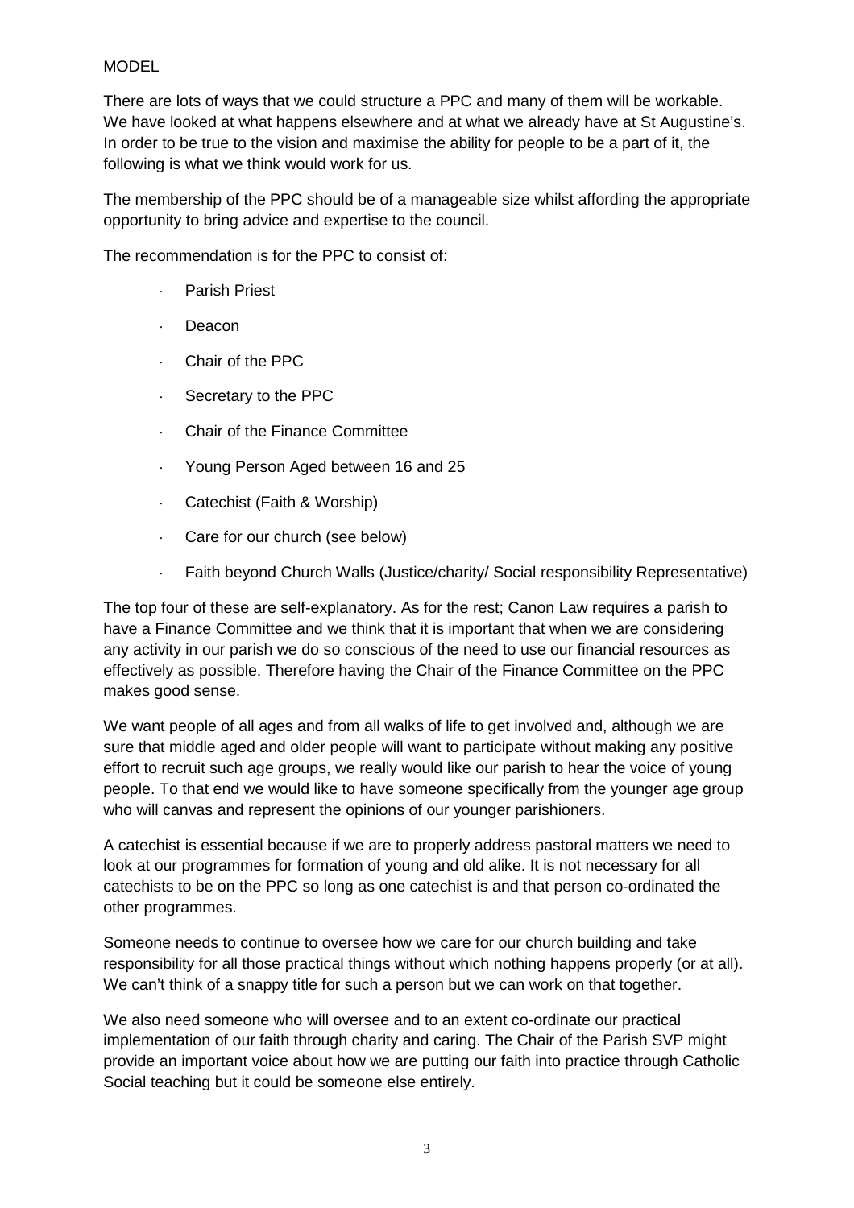MODEL

There are lots of ways that we could structure a PPC and many of them will be workable. We have looked at what happens elsewhere and at what we already have at St Augustine's. In order to be true to the vision and maximise the ability for people to be a part of it, the following is what we think would work for us.

The membership of the PPC should be of a manageable size whilst affording the appropriate opportunity to bring advice and expertise to the council.

The recommendation is for the PPC to consist of:

- Parish Priest
- Deacon
- Chair of the PPC
- Secretary to the PPC
- Chair of the Finance Committee
- Young Person Aged between 16 and 25
- Catechist (Faith & Worship)
- Care for our church (see below)
- Faith beyond Church Walls (Justice/charity/ Social responsibility Representative)

The top four of these are self-explanatory. As for the rest; Canon Law requires a parish to have a Finance Committee and we think that it is important that when we are considering any activity in our parish we do so conscious of the need to use our financial resources as effectively as possible. Therefore having the Chair of the Finance Committee on the PPC makes good sense.

We want people of all ages and from all walks of life to get involved and, although we are sure that middle aged and older people will want to participate without making any positive effort to recruit such age groups, we really would like our parish to hear the voice of young people. To that end we would like to have someone specifically from the younger age group who will canvas and represent the opinions of our younger parishioners.

A catechist is essential because if we are to properly address pastoral matters we need to look at our programmes for formation of young and old alike. It is not necessary for all catechists to be on the PPC so long as one catechist is and that person co-ordinated the other programmes.

Someone needs to continue to oversee how we care for our church building and take responsibility for all those practical things without which nothing happens properly (or at all). We can't think of a snappy title for such a person but we can work on that together.

We also need someone who will oversee and to an extent co-ordinate our practical implementation of our faith through charity and caring. The Chair of the Parish SVP might provide an important voice about how we are putting our faith into practice through Catholic Social teaching but it could be someone else entirely.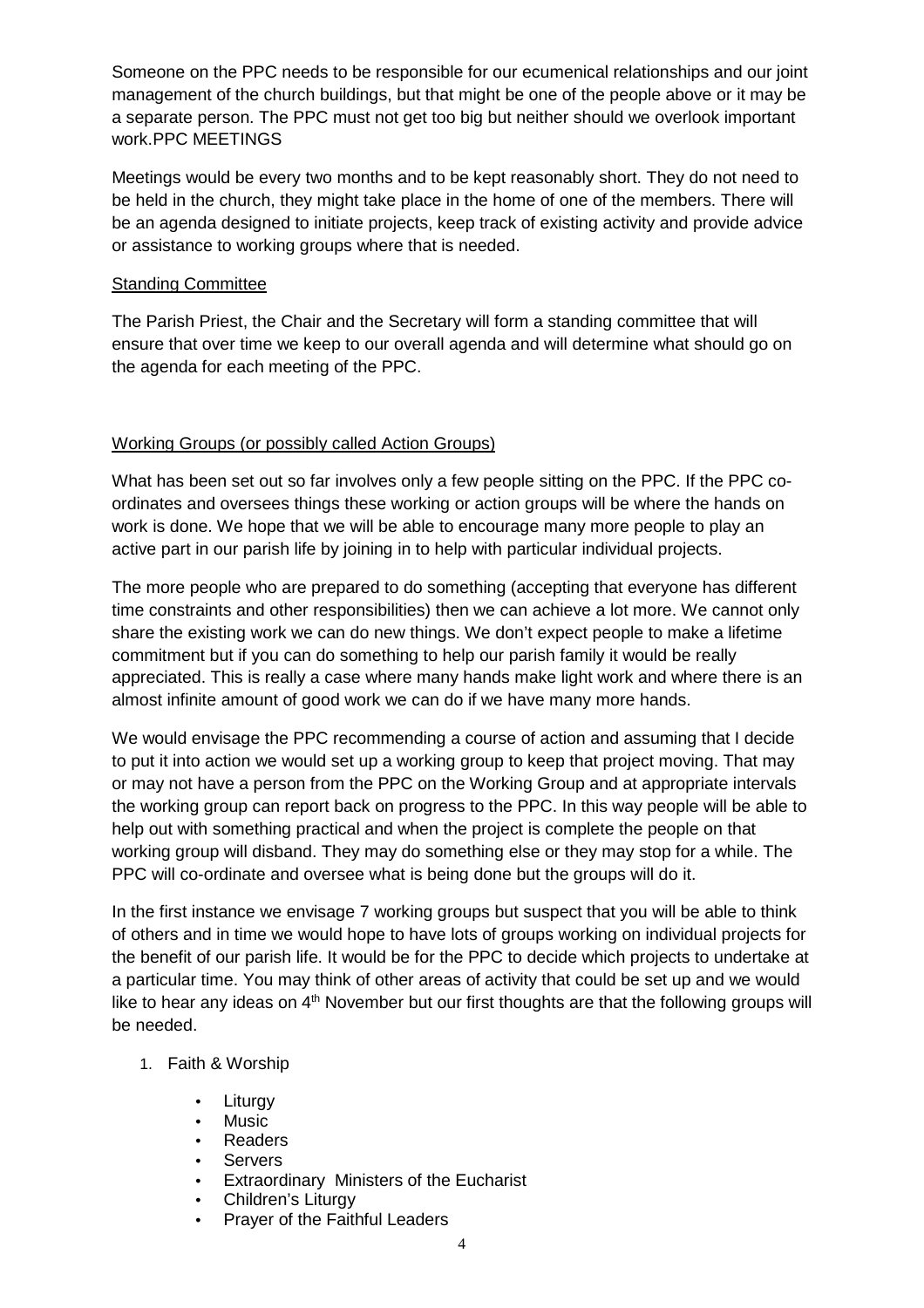Someone on the PPC needs to be responsible for our ecumenical relationships and our joint management of the church buildings, but that might be one of the people above or it may be a separate person. The PPC must not get too big but neither should we overlook important work.PPC MEETINGS

Meetings would be every two months and to be kept reasonably short. They do not need to be held in the church, they might take place in the home of one of the members. There will be an agenda designed to initiate projects, keep track of existing activity and provide advice or assistance to working groups where that is needed.

<u>Standing Committee</u>

The Parish Priest, the Chair and the Secretary will form a standing committee that will ensure that over time we keep to our overall agenda and will determine what should go on the agenda for each meeting of the PPC.

<u>Working Groups (or possibly called Action Groups)</u>

What has been set out so far involves only a few people sitting on the PPC. If the PPC co-ordinates and oversees things these working or action groups will be where the hands on work is done. We hope that we will be able to encourage many more people to play an active part in our parish life by joining in to help with particular individual projects.

The more people who are prepared to do something (accepting that everyone has different time constraints and other responsibilities) then we can achieve a lot more. We cannot only share the existing work we can do new things. We don't expect people to make a lifetime commitment but if you can do something to help our parish family it would be really appreciated. This is really a case where many hands make light work and where there is an almost infinite amount of good work we can do if we have many more hands.

We would envisage the PPC recommending a course of action and assuming that I decide to put it into action we would set up a working group to keep that project moving. That may or may not have a person from the PPC on the Working Group and at appropriate intervals the working group can report back on progress to the PPC. In this way people will be able to help out with something practical and when the project is complete the people on that working group will disband. They may do something else or they may stop for a while. The PPC will co-ordinate and oversee what is being done but the groups will do it.

In the first instance we envisage 7 working groups but suspect that you will be able to think of others and in time we would hope to have lots of groups working on individual projects for the benefit of our parish life. It would be for the PPC to decide which projects to undertake at a particular time. You may think of other areas of activity that could be set up and we would like to hear any ideas on 4th November but our first thoughts are that the following groups will be needed.

1. Faith & Worship
    - Liturgy
    - Music
    - Readers
    - Servers
    - Extraordinary Ministers of the Eucharist
    - Children's Liturgy
    - Prayer of the Faithful Leaders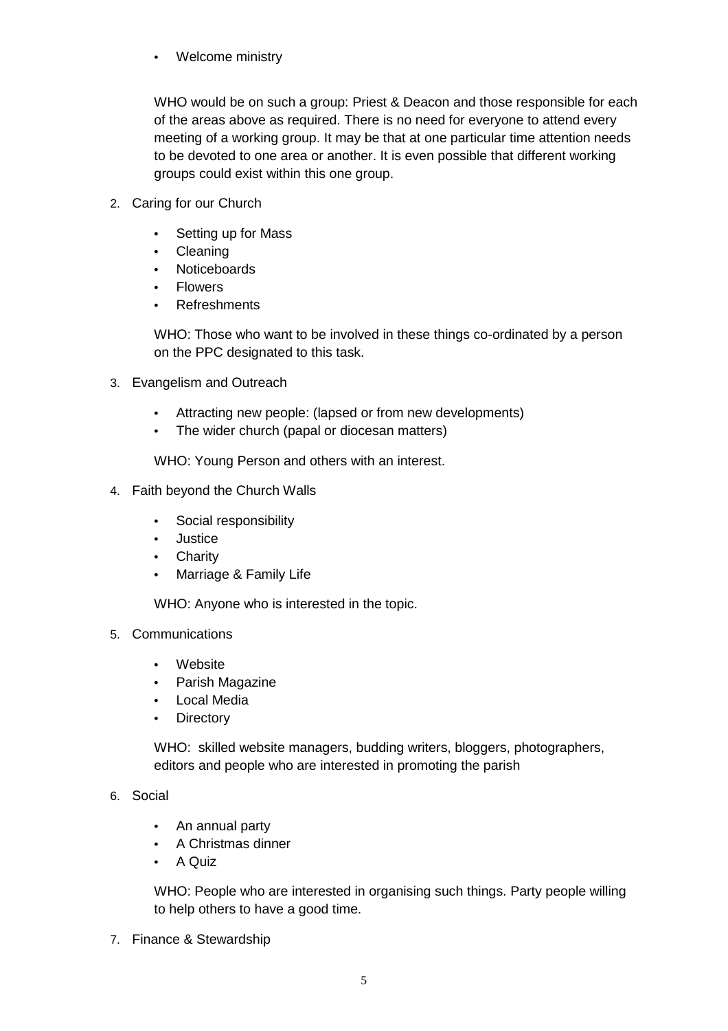- Welcome ministry

  WHO would be on such a group: Priest & Deacon and those responsible for each of the areas above as required. There is no need for everyone to attend every meeting of a working group. It may be that at one particular time attention needs to be devoted to one area or another. It is even possible that different working groups could exist within this one group.

2. Caring for our Church

   - Setting up for Mass
   - Cleaning
   - Noticeboards
   - Flowers
   - Refreshments

   WHO: Those who want to be involved in these things co-ordinated by a person on the PPC designated to this task.

3. Evangelism and Outreach

   - Attracting new people: (lapsed or from new developments)
   - The wider church (papal or diocesan matters)

   WHO: Young Person and others with an interest.

4. Faith beyond the Church Walls

   - Social responsibility
   - Justice
   - Charity
   - Marriage & Family Life

   WHO: Anyone who is interested in the topic.

5. Communications

   - Website
   - Parish Magazine
   - Local Media
   - Directory

   WHO: skilled website managers, budding writers, bloggers, photographers, editors and people who are interested in promoting the parish

6. Social

   - An annual party
   - A Christmas dinner
   - A Quiz

   WHO: People who are interested in organising such things. Party people willing to help others to have a good time.

7. Finance & Stewardship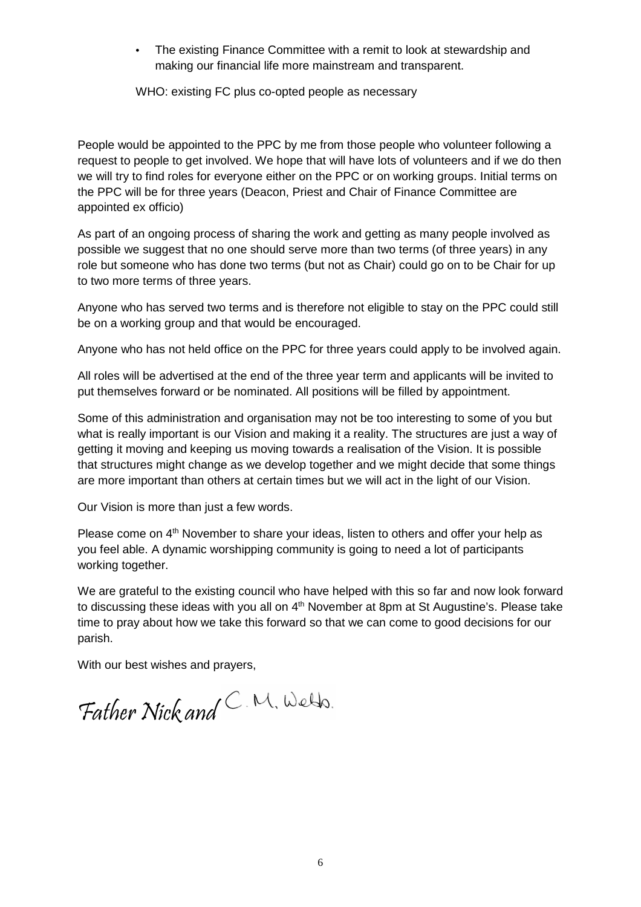- The existing Finance Committee with a remit to look at stewardship and making our financial life more mainstream and transparent.

WHO: existing FC plus co-opted people as necessary

People would be appointed to the PPC by me from those people who volunteer following a request to people to get involved. We hope that will have lots of volunteers and if we do then we will try to find roles for everyone either on the PPC or on working groups. Initial terms on the PPC will be for three years (Deacon, Priest and Chair of Finance Committee are appointed ex officio)

As part of an ongoing process of sharing the work and getting as many people involved as possible we suggest that no one should serve more than two terms (of three years) in any role but someone who has done two terms (but not as Chair) could go on to be Chair for up to two more terms of three years.

Anyone who has served two terms and is therefore not eligible to stay on the PPC could still be on a working group and that would be encouraged.

Anyone who has not held office on the PPC for three years could apply to be involved again.

All roles will be advertised at the end of the three year term and applicants will be invited to put themselves forward or be nominated. All positions will be filled by appointment.

Some of this administration and organisation may not be too interesting to some of you but what is really important is our Vision and making it a reality. The structures are just a way of getting it moving and keeping us moving towards a realisation of the Vision. It is possible that structures might change as we develop together and we might decide that some things are more important than others at certain times but we will act in the light of our Vision.

Our Vision is more than just a few words.

Please come on 4th November to share your ideas, listen to others and offer your help as you feel able. A dynamic worshipping community is going to need a lot of participants working together.

We are grateful to the existing council who have helped with this so far and now look forward to discussing these ideas with you all on 4th November at 8pm at St Augustine's. Please take time to pray about how we take this forward so that we can come to good decisions for our parish.

With our best wishes and prayers,

*Father Nick and* C. M. Webb.